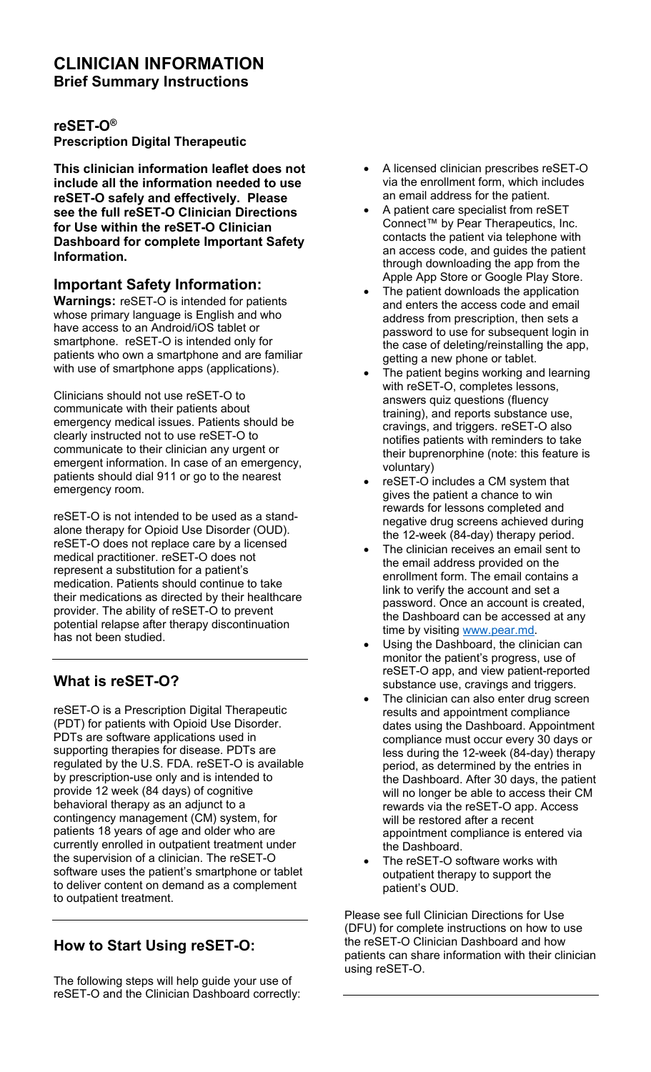# CLINICIAN INFORMATION

## Brief Summary Instructions

**reSET-O®**
**Prescription Digital Therapeutic**

**This clinician information leaflet does not include all the information needed to use reSET-O safely and effectively. Please see the full reSET-O Clinician Directions for Use within the reSET-O Clinician Dashboard for complete Important Safety Information.**

## Important Safety Information:

**Warnings:** reSET-O is intended for patients whose primary language is English and who have access to an Android/iOS tablet or smartphone. reSET-O is intended only for patients who own a smartphone and are familiar with use of smartphone apps (applications).

Clinicians should not use reSET-O to communicate with their patients about emergency medical issues. Patients should be clearly instructed not to use reSET-O to communicate to their clinician any urgent or emergent information. In case of an emergency, patients should dial 911 or go to the nearest emergency room.

reSET-O is not intended to be used as a stand-alone therapy for Opioid Use Disorder (OUD). reSET-O does not replace care by a licensed medical practitioner. reSET-O does not represent a substitution for a patient's medication. Patients should continue to take their medications as directed by their healthcare provider. The ability of reSET-O to prevent potential relapse after therapy discontinuation has not been studied.

## What is reSET-O?

reSET-O is a Prescription Digital Therapeutic (PDT) for patients with Opioid Use Disorder. PDTs are software applications used in supporting therapies for disease. PDTs are regulated by the U.S. FDA. reSET-O is available by prescription-use only and is intended to provide 12 week (84 days) of cognitive behavioral therapy as an adjunct to a contingency management (CM) system, for patients 18 years of age and older who are currently enrolled in outpatient treatment under the supervision of a clinician. The reSET-O software uses the patient's smartphone or tablet to deliver content on demand as a complement to outpatient treatment.

## How to Start Using reSET-O:

The following steps will help guide your use of reSET-O and the Clinician Dashboard correctly:

- A licensed clinician prescribes reSET-O via the enrollment form, which includes an email address for the patient.
- A patient care specialist from reSET Connect™ by Pear Therapeutics, Inc. contacts the patient via telephone with an access code, and guides the patient through downloading the app from the Apple App Store or Google Play Store.
- The patient downloads the application and enters the access code and email address from prescription, then sets a password to use for subsequent login in the case of deleting/reinstalling the app, getting a new phone or tablet.
- The patient begins working and learning with reSET-O, completes lessons, answers quiz questions (fluency training), and reports substance use, cravings, and triggers. reSET-O also notifies patients with reminders to take their buprenorphine (note: this feature is voluntary)
- reSET-O includes a CM system that gives the patient a chance to win rewards for lessons completed and negative drug screens achieved during the 12-week (84-day) therapy period.
- The clinician receives an email sent to the email address provided on the enrollment form. The email contains a link to verify the account and set a password. Once an account is created, the Dashboard can be accessed at any time by visiting [www.pear.md](www.pear.md).
- Using the Dashboard, the clinician can monitor the patient's progress, use of reSET-O app, and view patient-reported substance use, cravings and triggers.
- The clinician can also enter drug screen results and appointment compliance dates using the Dashboard. Appointment compliance must occur every 30 days or less during the 12-week (84-day) therapy period, as determined by the entries in the Dashboard. After 30 days, the patient will no longer be able to access their CM rewards via the reSET-O app. Access will be restored after a recent appointment compliance is entered via the Dashboard.
- The reSET-O software works with outpatient therapy to support the patient's OUD.

Please see full Clinician Directions for Use (DFU) for complete instructions on how to use the reSET-O Clinician Dashboard and how patients can share information with their clinician using reSET-O.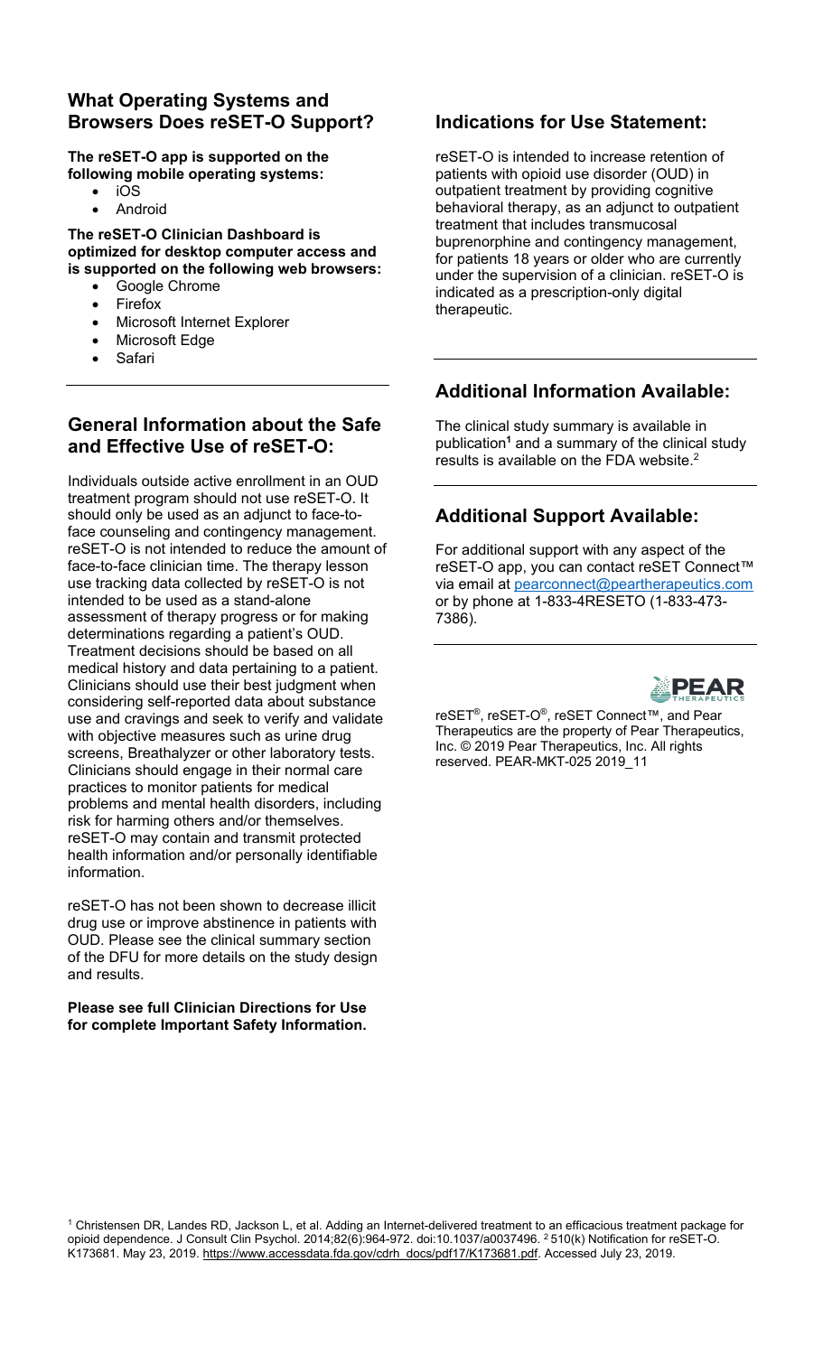## What Operating Systems and Browsers Does reSET-O Support?

**The reSET-O app is supported on the following mobile operating systems:**

- iOS
- Android

**The reSET-O Clinician Dashboard is optimized for desktop computer access and is supported on the following web browsers:**

- Google Chrome
- Firefox
- Microsoft Internet Explorer
- Microsoft Edge
- Safari

## General Information about the Safe and Effective Use of reSET-O:

Individuals outside active enrollment in an OUD treatment program should not use reSET-O. It should only be used as an adjunct to face-to-face counseling and contingency management. reSET-O is not intended to reduce the amount of face-to-face clinician time. The therapy lesson use tracking data collected by reSET-O is not intended to be used as a stand-alone assessment of therapy progress or for making determinations regarding a patient's OUD. Treatment decisions should be based on all medical history and data pertaining to a patient. Clinicians should use their best judgment when considering self-reported data about substance use and cravings and seek to verify and validate with objective measures such as urine drug screens, Breathalyzer or other laboratory tests. Clinicians should engage in their normal care practices to monitor patients for medical problems and mental health disorders, including risk for harming others and/or themselves. reSET-O may contain and transmit protected health information and/or personally identifiable information.

reSET-O has not been shown to decrease illicit drug use or improve abstinence in patients with OUD. Please see the clinical summary section of the DFU for more details on the study design and results.

**Please see full Clinician Directions for Use for complete Important Safety Information.**

## Indications for Use Statement:

reSET-O is intended to increase retention of patients with opioid use disorder (OUD) in outpatient treatment by providing cognitive behavioral therapy, as an adjunct to outpatient treatment that includes transmucosal buprenorphine and contingency management, for patients 18 years or older who are currently under the supervision of a clinician. reSET-O is indicated as a prescription-only digital therapeutic.

## Additional Information Available:

The clinical study summary is available in publication[1] and a summary of the clinical study results is available on the FDA website.[2]

## Additional Support Available:

For additional support with any aspect of the reSET-O app, you can contact reSET Connect™ via email at pearconnect@peartherapeutics.com or by phone at 1-833-4RESETO (1-833-473-7386).

PEAR THERAPEUTICS

reSET®, reSET-O®, reSET Connect™, and Pear Therapeutics are the property of Pear Therapeutics, Inc. © 2019 Pear Therapeutics, Inc. All rights reserved. PEAR-MKT-025 2019_11

[1] Christensen DR, Landes RD, Jackson L, et al. Adding an Internet-delivered treatment to an efficacious treatment package for opioid dependence. J Consult Clin Psychol. 2014;82(6):964-972. doi:10.1037/a0037496. [2] 510(k) Notification for reSET-O. K173681. May 23, 2019. https://www.accessdata.fda.gov/cdrh_docs/pdf17/K173681.pdf. Accessed July 23, 2019.